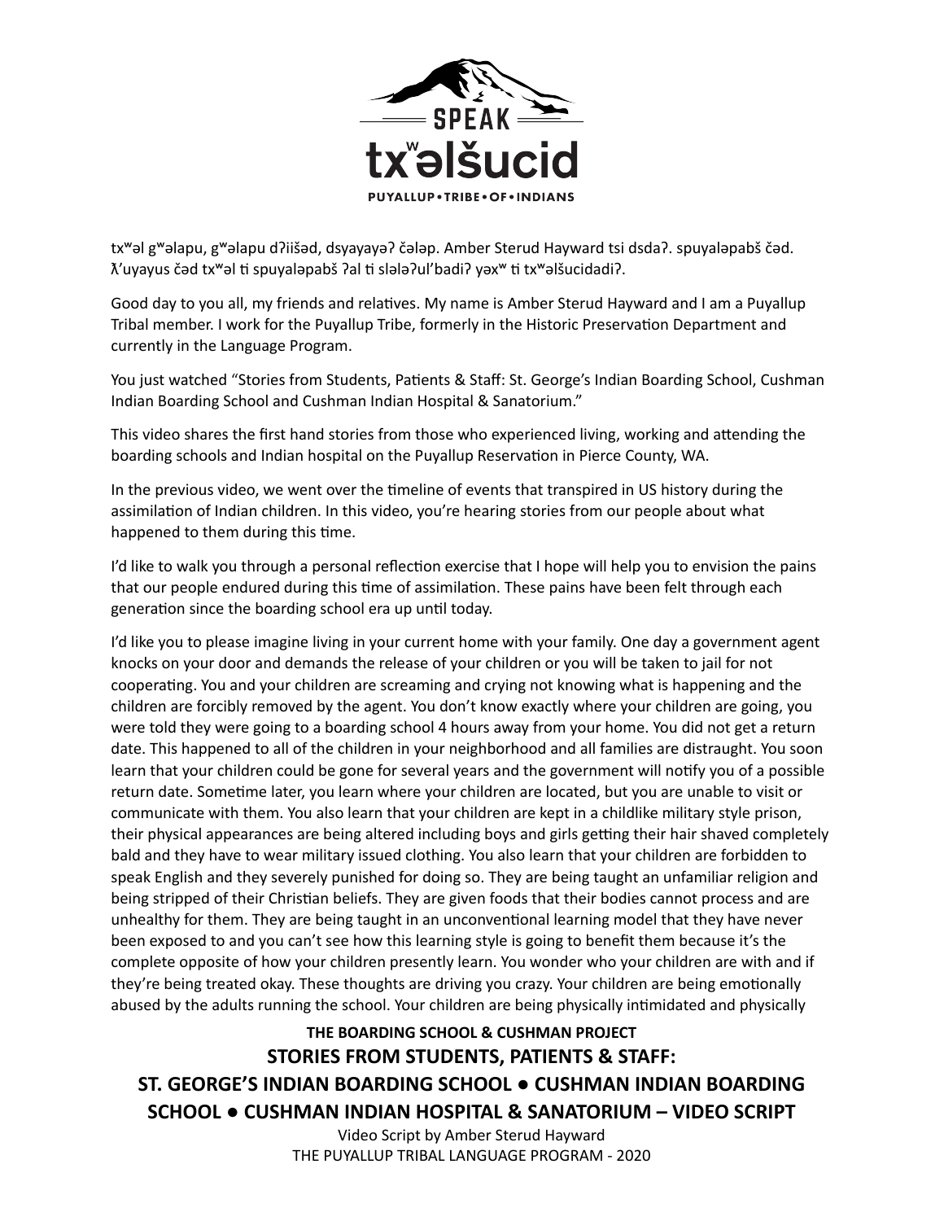SPEAK

txʷəlšucid

PUYALLUP • TRIBE • OF • INDIANS

txʷəl gʷəlapu, gʷəlapu dʔiišəd, dsyayayəʔ čələp. Amber Sterud Hayward tsi dsdaʔ. spuyaləpabš čəd. ƛ'uyayus čəd txʷəl ti spuyaləpabš ʔal ti slələʔul'badiʔ yəxʷ ti txʷəlšucidadiʔ.

Good day to you all, my friends and relatives. My name is Amber Sterud Hayward and I am a Puyallup Tribal member. I work for the Puyallup Tribe, formerly in the Historic Preservation Department and currently in the Language Program.

You just watched "Stories from Students, Patients & Staff: St. George's Indian Boarding School, Cushman Indian Boarding School and Cushman Indian Hospital & Sanatorium."

This video shares the first hand stories from those who experienced living, working and attending the boarding schools and Indian hospital on the Puyallup Reservation in Pierce County, WA.

In the previous video, we went over the timeline of events that transpired in US history during the assimilation of Indian children. In this video, you're hearing stories from our people about what happened to them during this time.

I'd like to walk you through a personal reflection exercise that I hope will help you to envision the pains that our people endured during this time of assimilation. These pains have been felt through each generation since the boarding school era up until today.

I'd like you to please imagine living in your current home with your family. One day a government agent knocks on your door and demands the release of your children or you will be taken to jail for not cooperating. You and your children are screaming and crying not knowing what is happening and the children are forcibly removed by the agent. You don't know exactly where your children are going, you were told they were going to a boarding school 4 hours away from your home. You did not get a return date. This happened to all of the children in your neighborhood and all families are distraught. You soon learn that your children could be gone for several years and the government will notify you of a possible return date. Sometime later, you learn where your children are located, but you are unable to visit or communicate with them. You also learn that your children are kept in a childlike military style prison, their physical appearances are being altered including boys and girls getting their hair shaved completely bald and they have to wear military issued clothing. You also learn that your children are forbidden to speak English and they severely punished for doing so. They are being taught an unfamiliar religion and being stripped of their Christian beliefs. They are given foods that their bodies cannot process and are unhealthy for them. They are being taught in an unconventional learning model that they have never been exposed to and you can't see how this learning style is going to benefit them because it's the complete opposite of how your children presently learn. You wonder who your children are with and if they're being treated okay. These thoughts are driving you crazy. Your children are being emotionally abused by the adults running the school. Your children are being physically intimidated and physically

**THE BOARDING SCHOOL & CUSHMAN PROJECT**

**STORIES FROM STUDENTS, PATIENTS & STAFF:**

**ST. GEORGE'S INDIAN BOARDING SCHOOL • CUSHMAN INDIAN BOARDING SCHOOL • CUSHMAN INDIAN HOSPITAL & SANATORIUM – VIDEO SCRIPT**

Video Script by Amber Sterud Hayward

THE PUYALLUP TRIBAL LANGUAGE PROGRAM - 2020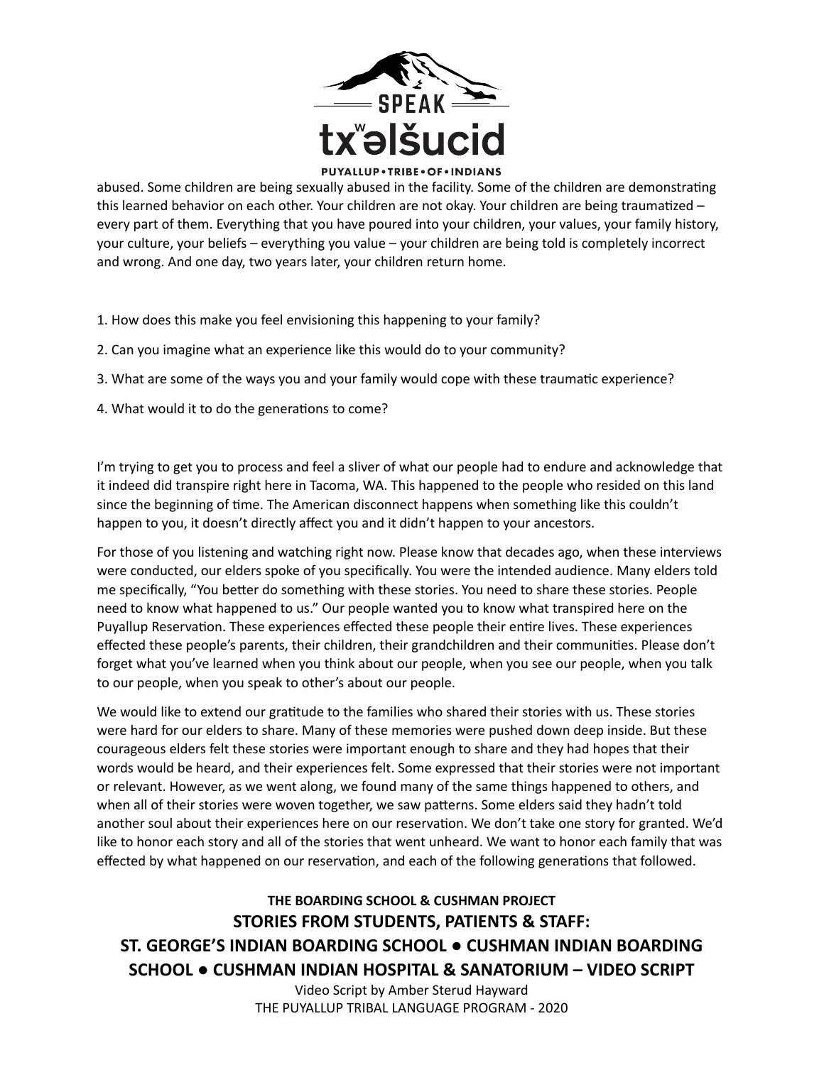abused. Some children are being sexually abused in the facility. Some of the children are demonstrating this learned behavior on each other. Your children are not okay. Your children are being traumatized – every part of them. Everything that you have poured into your children, your values, your family history, your culture, your beliefs – everything you value – your children are being told is completely incorrect and wrong. And one day, two years later, your children return home.

1. How does this make you feel envisioning this happening to your family?
2. Can you imagine what an experience like this would do to your community?
3. What are some of the ways you and your family would cope with these traumatic experience?
4. What would it to do the generations to come?

I'm trying to get you to process and feel a sliver of what our people had to endure and acknowledge that it indeed did transpire right here in Tacoma, WA. This happened to the people who resided on this land since the beginning of time. The American disconnect happens when something like this couldn't happen to you, it doesn't directly affect you and it didn't happen to your ancestors.

For those of you listening and watching right now. Please know that decades ago, when these interviews were conducted, our elders spoke of you specifically. You were the intended audience. Many elders told me specifically, "You better do something with these stories. You need to share these stories. People need to know what happened to us." Our people wanted you to know what transpired here on the Puyallup Reservation. These experiences effected these people their entire lives. These experiences effected these people's parents, their children, their grandchildren and their communities. Please don't forget what you've learned when you think about our people, when you see our people, when you talk to our people, when you speak to other's about our people.

We would like to extend our gratitude to the families who shared their stories with us. These stories were hard for our elders to share. Many of these memories were pushed down deep inside. But these courageous elders felt these stories were important enough to share and they had hopes that their words would be heard, and their experiences felt. Some expressed that their stories were not important or relevant. However, as we went along, we found many of the same things happened to others, and when all of their stories were woven together, we saw patterns. Some elders said they hadn't told another soul about their experiences here on our reservation. We don't take one story for granted. We'd like to honor each story and all of the stories that went unheard. We want to honor each family that was effected by what happened on our reservation, and each of the following generations that followed.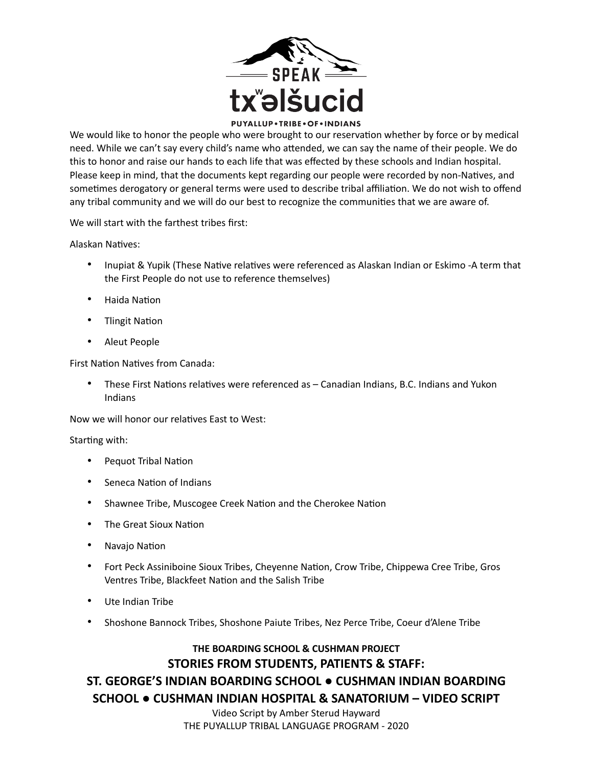SPEAK

txʷəlšucid

PUYALLUP • TRIBE • OF • INDIANS

We would like to honor the people who were brought to our reservation whether by force or by medical need. While we can't say every child's name who attended, we can say the name of their people. We do this to honor and raise our hands to each life that was effected by these schools and Indian hospital. Please keep in mind, that the documents kept regarding our people were recorded by non-Natives, and sometimes derogatory or general terms were used to describe tribal affiliation. We do not wish to offend any tribal community and we will do our best to recognize the communities that we are aware of.

We will start with the farthest tribes first:

Alaskan Natives:

- Inupiat & Yupik (These Native relatives were referenced as Alaskan Indian or Eskimo -A term that the First People do not use to reference themselves)
- Haida Nation
- Tlingit Nation
- Aleut People

First Nation Natives from Canada:

- These First Nations relatives were referenced as – Canadian Indians, B.C. Indians and Yukon Indians

Now we will honor our relatives East to West:

Starting with:

- Pequot Tribal Nation
- Seneca Nation of Indians
- Shawnee Tribe, Muscogee Creek Nation and the Cherokee Nation
- The Great Sioux Nation
- Navajo Nation
- Fort Peck Assiniboine Sioux Tribes, Cheyenne Nation, Crow Tribe, Chippewa Cree Tribe, Gros Ventres Tribe, Blackfeet Nation and the Salish Tribe
- Ute Indian Tribe
- Shoshone Bannock Tribes, Shoshone Paiute Tribes, Nez Perce Tribe, Coeur d'Alene Tribe

**THE BOARDING SCHOOL & CUSHMAN PROJECT**

**STORIES FROM STUDENTS, PATIENTS & STAFF:**

**ST. GEORGE'S INDIAN BOARDING SCHOOL ● CUSHMAN INDIAN BOARDING SCHOOL ● CUSHMAN INDIAN HOSPITAL & SANATORIUM – VIDEO SCRIPT**

Video Script by Amber Sterud Hayward

THE PUYALLUP TRIBAL LANGUAGE PROGRAM - 2020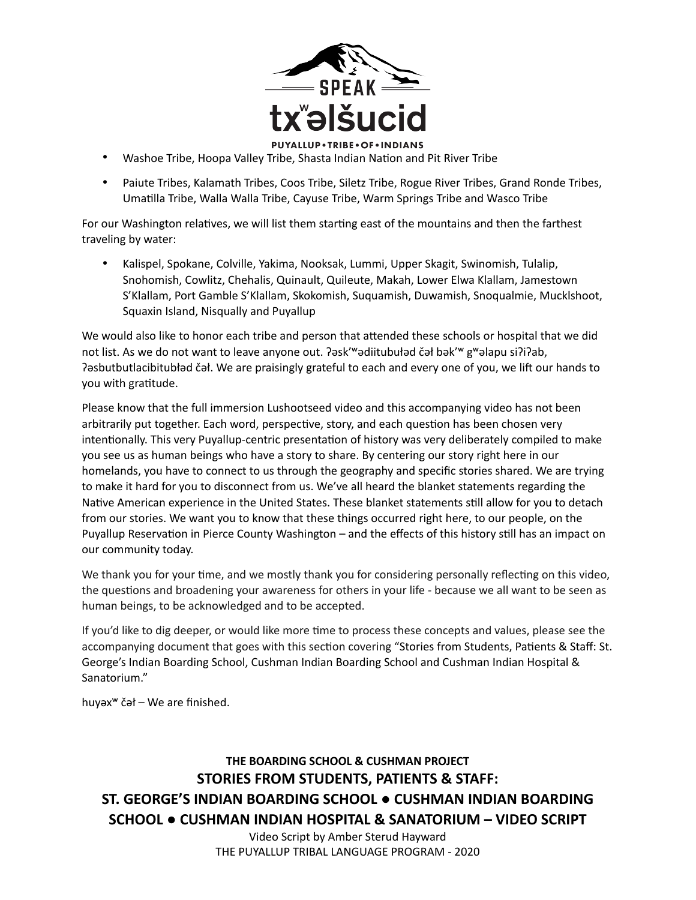- Washoe Tribe, Hoopa Valley Tribe, Shasta Indian Nation and Pit River Tribe
- Paiute Tribes, Kalamath Tribes, Coos Tribe, Siletz Tribe, Rogue River Tribes, Grand Ronde Tribes, Umatilla Tribe, Walla Walla Tribe, Cayuse Tribe, Warm Springs Tribe and Wasco Tribe

For our Washington relatives, we will list them starting east of the mountains and then the farthest traveling by water:

- Kalispel, Spokane, Colville, Yakima, Nooksak, Lummi, Upper Skagit, Swinomish, Tulalip, Snohomish, Cowlitz, Chehalis, Quinault, Quileute, Makah, Lower Elwa Klallam, Jamestown S'Klallam, Port Gamble S'Klallam, Skokomish, Suquamish, Duwamish, Snoqualmie, Mucklshoot, Squaxin Island, Nisqually and Puyallup

We would also like to honor each tribe and person that attended these schools or hospital that we did not list. As we do not want to leave anyone out. ʔəsk'ʷədiitubułəd čəł bək'ʷ gʷəlapu siʔiʔab, ʔəsbutbutlacibitubłəd čəł. We are praisingly grateful to each and every one of you, we lift our hands to you with gratitude.

Please know that the full immersion Lushootseed video and this accompanying video has not been arbitrarily put together. Each word, perspective, story, and each question has been chosen very intentionally. This very Puyallup-centric presentation of history was very deliberately compiled to make you see us as human beings who have a story to share. By centering our story right here in our homelands, you have to connect to us through the geography and specific stories shared. We are trying to make it hard for you to disconnect from us. We've all heard the blanket statements regarding the Native American experience in the United States. These blanket statements still allow for you to detach from our stories. We want you to know that these things occurred right here, to our people, on the Puyallup Reservation in Pierce County Washington – and the effects of this history still has an impact on our community today.

We thank you for your time, and we mostly thank you for considering personally reflecting on this video, the questions and broadening your awareness for others in your life - because we all want to be seen as human beings, to be acknowledged and to be accepted.

If you'd like to dig deeper, or would like more time to process these concepts and values, please see the accompanying document that goes with this section covering "Stories from Students, Patients & Staff: St. George's Indian Boarding School, Cushman Indian Boarding School and Cushman Indian Hospital & Sanatorium."

huyəxʷ čəł – We are finished.